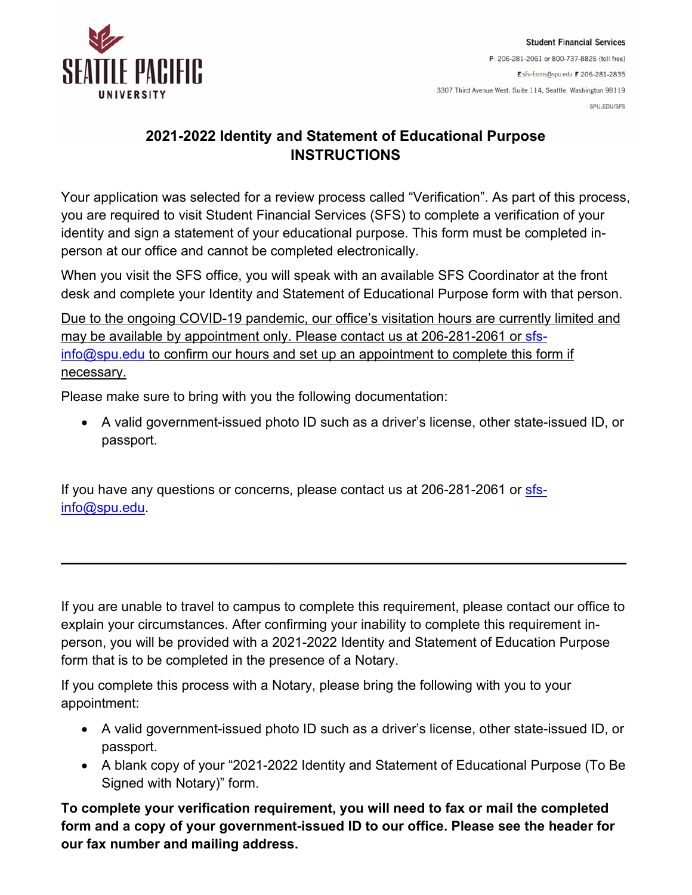Seattle Pacific University

Student Financial Services
P 206-281-2061 or 800-737-8826 (toll free)
E sfs-forms@spu.edu F 206-281-2835
3307 Third Avenue West, Suite 114, Seattle, Washington 98119
SPU.EDU/SFS

# 2021-2022 Identity and Statement of Educational Purpose INSTRUCTIONS

Your application was selected for a review process called "Verification". As part of this process, you are required to visit Student Financial Services (SFS) to complete a verification of your identity and sign a statement of your educational purpose. This form must be completed in-person at our office and cannot be completed electronically.

When you visit the SFS office, you will speak with an available SFS Coordinator at the front desk and complete your Identity and Statement of Educational Purpose form with that person.

Due to the ongoing COVID-19 pandemic, our office's visitation hours are currently limited and may be available by appointment only. Please contact us at 206-281-2061 or sfs-info@spu.edu to confirm our hours and set up an appointment to complete this form if necessary.

Please make sure to bring with you the following documentation:

- A valid government-issued photo ID such as a driver's license, other state-issued ID, or passport.

If you have any questions or concerns, please contact us at 206-281-2061 or sfs-info@spu.edu.

---

If you are unable to travel to campus to complete this requirement, please contact our office to explain your circumstances. After confirming your inability to complete this requirement in-person, you will be provided with a 2021-2022 Identity and Statement of Education Purpose form that is to be completed in the presence of a Notary.

If you complete this process with a Notary, please bring the following with you to your appointment:

- A valid government-issued photo ID such as a driver's license, other state-issued ID, or passport.
- A blank copy of your "2021-2022 Identity and Statement of Educational Purpose (To Be Signed with Notary)" form.

**To complete your verification requirement, you will need to fax or mail the completed form and a copy of your government-issued ID to our office. Please see the header for our fax number and mailing address.**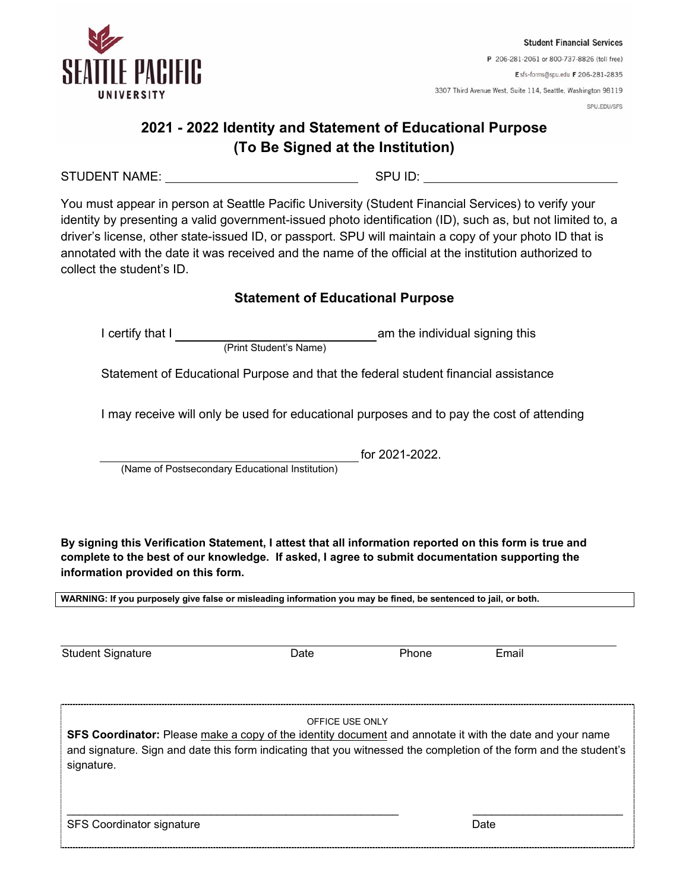SEATTLE PACIFIC UNIVERSITY

Student Financial Services
P 206-281-2061 or 800-737-8826 (toll free)
E sfs-forms@spu.edu F 206-281-2835
3307 Third Avenue West, Suite 114, Seattle, Washington 98119
SPU.EDU/SFS

# 2021 - 2022 Identity and Statement of Educational Purpose (To Be Signed at the Institution)

STUDENT NAME: ______________________________ SPU ID: ______________________________

You must appear in person at Seattle Pacific University (Student Financial Services) to verify your identity by presenting a valid government-issued photo identification (ID), such as, but not limited to, a driver's license, other state-issued ID, or passport. SPU will maintain a copy of your photo ID that is annotated with the date it was received and the name of the official at the institution authorized to collect the student's ID.

## Statement of Educational Purpose

I certify that I ______________________________ am the individual signing this
(Print Student's Name)

Statement of Educational Purpose and that the federal student financial assistance

I may receive will only be used for educational purposes and to pay the cost of attending

______________________________ for 2021-2022.
(Name of Postsecondary Educational Institution)

**By signing this Verification Statement, I attest that all information reported on this form is true and complete to the best of our knowledge. If asked, I agree to submit documentation supporting the information provided on this form.**

**WARNING: If you purposely give false or misleading information you may be fined, be sentenced to jail, or both.**

______________________________________________________________________

Student Signature Date Phone Email

OFFICE USE ONLY

**SFS Coordinator:** Please make a copy of the identity document and annotate it with the date and your name and signature. Sign and date this form indicating that you witnessed the completion of the form and the student's signature.

______________________________ ______________________________

SFS Coordinator signature Date